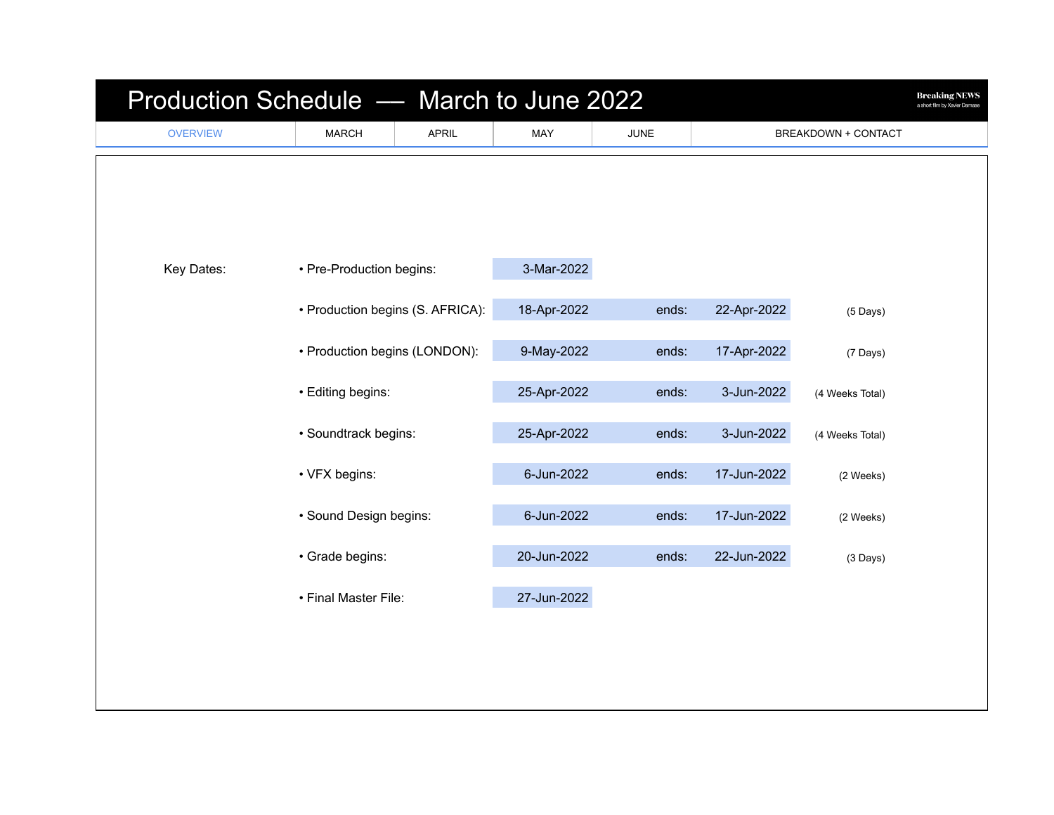# Production Schedule — March to June 2022

**Breaking NEWS**
a short film by Xavier Damase

| OVERVIEW | MARCH | APRIL | MAY | JUNE | BREAKDOWN + CONTACT |
|---|---|---|---|---|---|

| Key Dates: | | | | | |
|---|---|---|---|---|---|
| | • Pre-Production begins: | 3-Mar-2022 | | | |
| | • Production begins (S. AFRICA): | 18-Apr-2022 | ends: | 22-Apr-2022 | (5 Days) |
| | • Production begins (LONDON): | 9-May-2022 | ends: | 17-Apr-2022 | (7 Days) |
| | • Editing begins: | 25-Apr-2022 | ends: | 3-Jun-2022 | (4 Weeks Total) |
| | • Soundtrack begins: | 25-Apr-2022 | ends: | 3-Jun-2022 | (4 Weeks Total) |
| | • VFX begins: | 6-Jun-2022 | ends: | 17-Jun-2022 | (2 Weeks) |
| | • Sound Design begins: | 6-Jun-2022 | ends: | 17-Jun-2022 | (2 Weeks) |
| | • Grade begins: | 20-Jun-2022 | ends: | 22-Jun-2022 | (3 Days) |
| | • Final Master File: | 27-Jun-2022 | | | |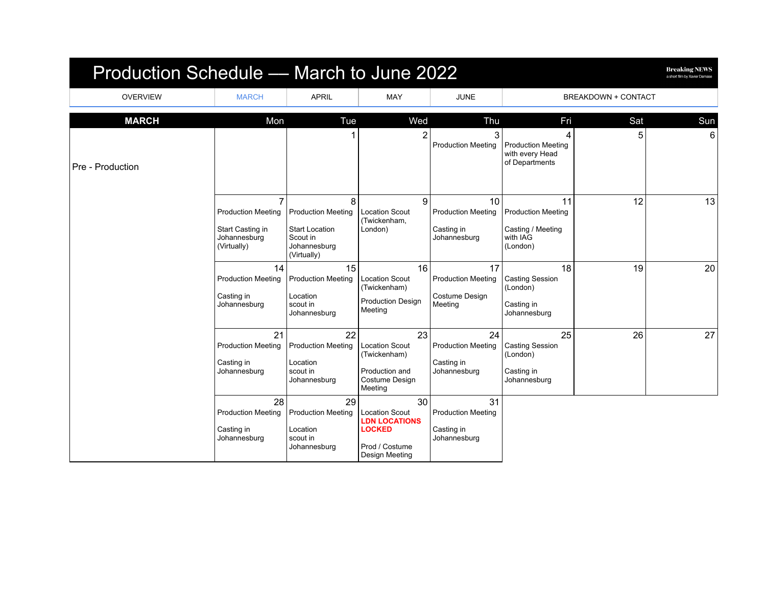# Production Schedule — March to June 2022

Breaking NEWS
a short film by Xavier Damase

| OVERVIEW | MARCH | APRIL | MAY | JUNE | BREAKDOWN + CONTACT |
|---|---|---|---|---|---|

| MARCH | Mon | Tue | Wed | Thu | Fri | Sat | Sun |
|---|---|---|---|---|---|---|---|
| Pre - Production | | 1 | 2 | 3<br>Production Meeting | 4<br>Production Meeting with every Head of Departments | 5 | 6 |
| | 7<br>Production Meeting<br>Start Casting in Johannesburg (Virtually) | 8<br>Production Meeting<br>Start Location Scout in Johannesburg (Virtually) | 9<br>Location Scout (Twickenham, London) | 10<br>Production Meeting<br>Casting in Johannesburg | 11<br>Production Meeting<br>Casting / Meeting with IAG (London) | 12 | 13 |
| | 14<br>Production Meeting<br>Casting in Johannesburg | 15<br>Production Meeting<br>Location scout in Johannesburg | 16<br>Location Scout (Twickenham)<br>Production Design Meeting | 17<br>Production Meeting<br>Costume Design Meeting | 18<br>Casting Session (London)<br>Casting in Johannesburg | 19 | 20 |
| | 21<br>Production Meeting<br>Casting in Johannesburg | 22<br>Production Meeting<br>Location scout in Johannesburg | 23<br>Location Scout (Twickenham)<br>Production and Costume Design Meeting | 24<br>Production Meeting<br>Casting in Johannesburg | 25<br>Casting Session (London)<br>Casting in Johannesburg | 26 | 27 |
| | 28<br>Production Meeting<br>Casting in Johannesburg | 29<br>Production Meeting<br>Location scout in Johannesburg | 30<br>Location Scout<br>**LDN LOCATIONS LOCKED**<br>Prod / Costume Design Meeting | 31<br>Production Meeting<br>Casting in Johannesburg | | | |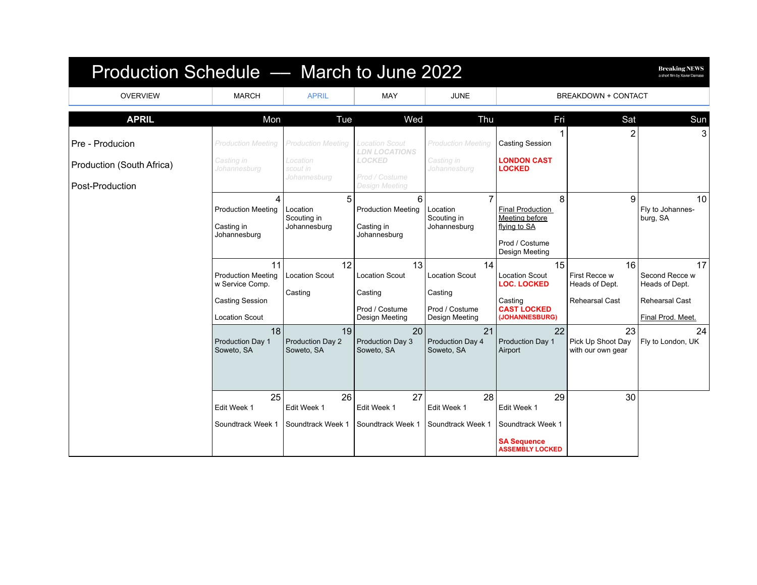# Production Schedule — March to June 2022

Breaking NEWS
a short film by Xavier Damase

| OVERVIEW | MARCH | APRIL | MAY | JUNE | BREAKDOWN + CONTACT |
|---|---|---|---|---|---|

| APRIL | Mon | Tue | Wed | Thu | Fri | Sat | Sun |
|---|---|---|---|---|---|---|---|
| Pre - Producion<br><br>Production (South Africa)<br><br>Post-Production | *Production Meeting*<br><br>*Casting in Johannesburg* | *Production Meeting*<br><br>*Location scout in Johannesburg* | *Location Scout*<br>***LDN LOCATIONS LOCKED***<br><br>*Prod / Costume Design Meeting* | *Production Meeting*<br><br>*Casting in Johannesburg* | 1<br>Casting Session<br><br>**LONDON CAST LOCKED** | 2 | 3 |
| | 4<br>Production Meeting<br><br>Casting in Johannesburg | 5<br>Location Scouting in Johannesburg | 6<br>Production Meeting<br><br>Casting in Johannesburg | 7<br>Location Scouting in Johannesburg | 8<br>Final Production Meeting before flying to SA<br><br>Prod / Costume Design Meeting | 9 | 10<br>Fly to Johannes-burg, SA |
| | 11<br>Production Meeting w Service Comp.<br><br>Casting Session<br><br>Location Scout | 12<br>Location Scout<br><br>Casting | 13<br>Location Scout<br><br>Casting<br><br>Prod / Costume Design Meeting | 14<br>Location Scout<br><br>Casting<br><br>Prod / Costume Design Meeting | 15<br>Location Scout<br>**LOC. LOCKED**<br><br>Casting<br>**CAST LOCKED (JOHANNESBURG)** | 16<br>First Recce w Heads of Dept.<br><br>Rehearsal Cast | 17<br>Second Recce w Heads of Dept.<br><br>Rehearsal Cast<br><br>Final Prod. Meet. |
| | 18<br>Production Day 1<br>Soweto, SA | 19<br>Production Day 2<br>Soweto, SA | 20<br>Production Day 3<br>Soweto, SA | 21<br>Production Day 4<br>Soweto, SA | 22<br>Production Day 1<br>Airport | 23<br>Pick Up Shoot Day with our own gear | 24<br>Fly to London, UK |
| | 25<br>Edit Week 1<br><br>Soundtrack Week 1 | 26<br>Edit Week 1<br><br>Soundtrack Week 1 | 27<br>Edit Week 1<br><br>Soundtrack Week 1 | 28<br>Edit Week 1<br><br>Soundtrack Week 1 | 29<br>Edit Week 1<br><br>Soundtrack Week 1<br><br>**SA Sequence ASSEMBLY LOCKED** | 30 | |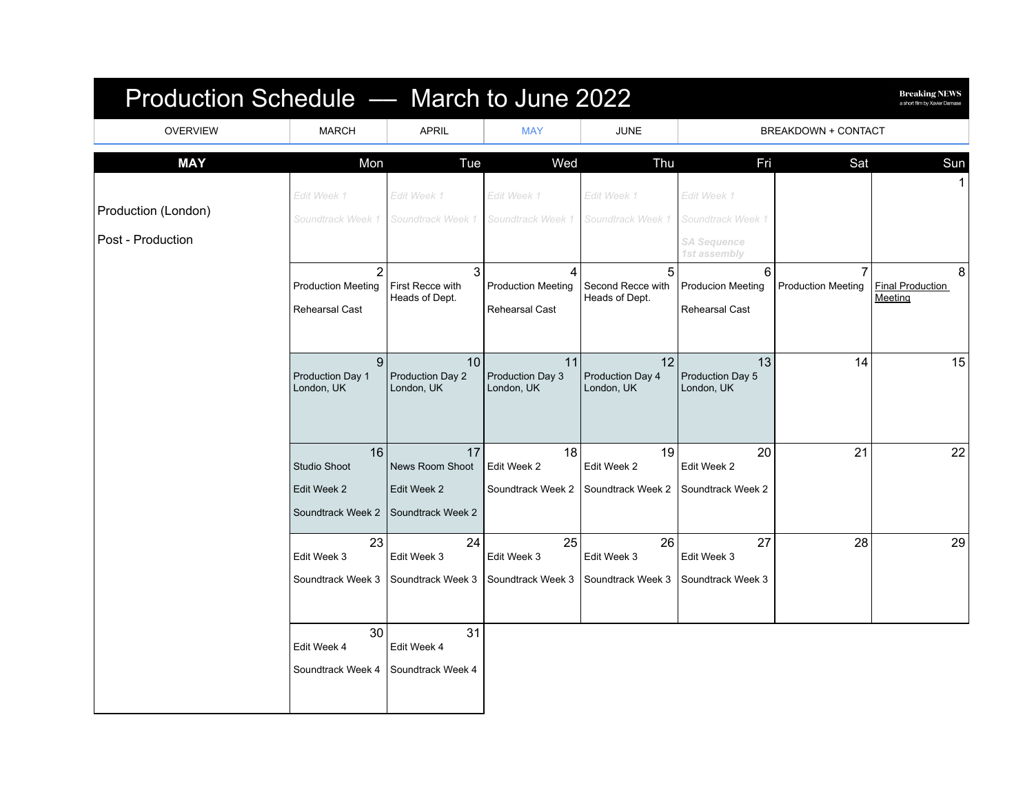# Production Schedule — March to June 2022

**Breaking NEWS**
a short film by Xavier Damase

| OVERVIEW | MARCH | APRIL | MAY | JUNE | BREAKDOWN + CONTACT |
|---|---|---|---|---|---|

| MAY | Mon | Tue | Wed | Thu | Fri | Sat | Sun |
|---|---|---|---|---|---|---|---|
| Production (London)<br><br>Post - Production | Edit Week 1<br><br>Soundtrack Week 1 | Edit Week 1<br><br>Soundtrack Week 1 | Edit Week 1<br><br>Soundtrack Week 1 | Edit Week 1<br><br>Soundtrack Week 1 | Edit Week 1<br><br>Soundtrack Week 1<br><br>***SA Sequence 1st assembly*** | | 1 |
| | 2<br>Production Meeting<br><br>Rehearsal Cast | 3<br>First Recce with Heads of Dept. | 4<br>Production Meeting<br><br>Rehearsal Cast | 5<br>Second Recce with Heads of Dept. | 6<br>Producion Meeting<br><br>Rehearsal Cast | 7<br>Production Meeting | 8<br>Final Production Meeting |
| | 9<br>Production Day 1<br>London, UK | 10<br>Production Day 2<br>London, UK | 11<br>Production Day 3<br>London, UK | 12<br>Production Day 4<br>London, UK | 13<br>Production Day 5<br>London, UK | 14 | 15 |
| | 16<br>Studio Shoot<br><br>Edit Week 2<br><br>Soundtrack Week 2 | 17<br>News Room Shoot<br><br>Edit Week 2<br><br>Soundtrack Week 2 | 18<br>Edit Week 2<br><br>Soundtrack Week 2 | 19<br>Edit Week 2<br><br>Soundtrack Week 2 | 20<br>Edit Week 2<br><br>Soundtrack Week 2 | 21 | 22 |
| | 23<br>Edit Week 3<br><br>Soundtrack Week 3 | 24<br>Edit Week 3<br><br>Soundtrack Week 3 | 25<br>Edit Week 3<br><br>Soundtrack Week 3 | 26<br>Edit Week 3<br><br>Soundtrack Week 3 | 27<br>Edit Week 3<br><br>Soundtrack Week 3 | 28 | 29 |
| | 30<br>Edit Week 4<br><br>Soundtrack Week 4 | 31<br>Edit Week 4<br><br>Soundtrack Week 4 | | | | | |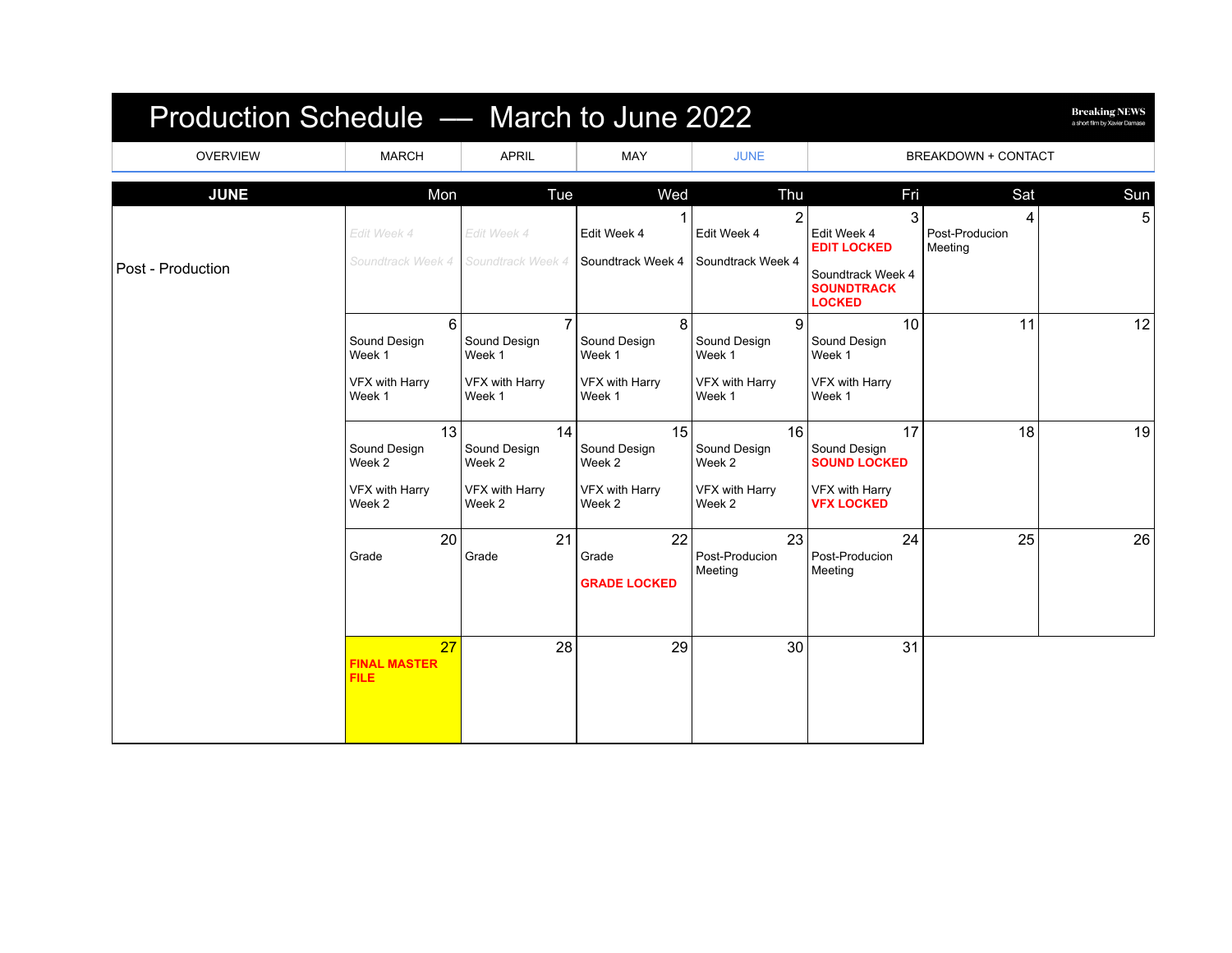# Production Schedule — March to June 2022

Breaking NEWS
a short film by Xavier Damase

| OVERVIEW | MARCH | APRIL | MAY | JUNE | BREAKDOWN + CONTACT |
|---|---|---|---|---|---|

| JUNE | Mon | Tue | Wed | Thu | Fri | Sat | Sun |
|---|---|---|---|---|---|---|---|
| Post - Production | Edit Week 4<br>Soundtrack Week 4 | Edit Week 4<br>Soundtrack Week 4 | 1<br>Edit Week 4<br>Soundtrack Week 4 | 2<br>Edit Week 4<br>Soundtrack Week 4 | 3<br>Edit Week 4<br>**EDIT LOCKED**<br>Soundtrack Week 4<br>**SOUNDTRACK LOCKED** | 4<br>Post-Producion Meeting | 5 |
| | 6<br>Sound Design Week 1<br>VFX with Harry Week 1 | 7<br>Sound Design Week 1<br>VFX with Harry Week 1 | 8<br>Sound Design Week 1<br>VFX with Harry Week 1 | 9<br>Sound Design Week 1<br>VFX with Harry Week 1 | 10<br>Sound Design Week 1<br>VFX with Harry Week 1 | 11 | 12 |
| | 13<br>Sound Design Week 2<br>VFX with Harry Week 2 | 14<br>Sound Design Week 2<br>VFX with Harry Week 2 | 15<br>Sound Design Week 2<br>VFX with Harry Week 2 | 16<br>Sound Design Week 2<br>VFX with Harry Week 2 | 17<br>Sound Design<br>**SOUND LOCKED**<br>VFX with Harry<br>**VFX LOCKED** | 18 | 19 |
| | 20<br>Grade | 21<br>Grade | 22<br>Grade<br>**GRADE LOCKED** | 23<br>Post-Producion Meeting | 24<br>Post-Producion Meeting | 25 | 26 |
| | 27<br>**FINAL MASTER FILE** | 28 | 29 | 30 | 31 | | |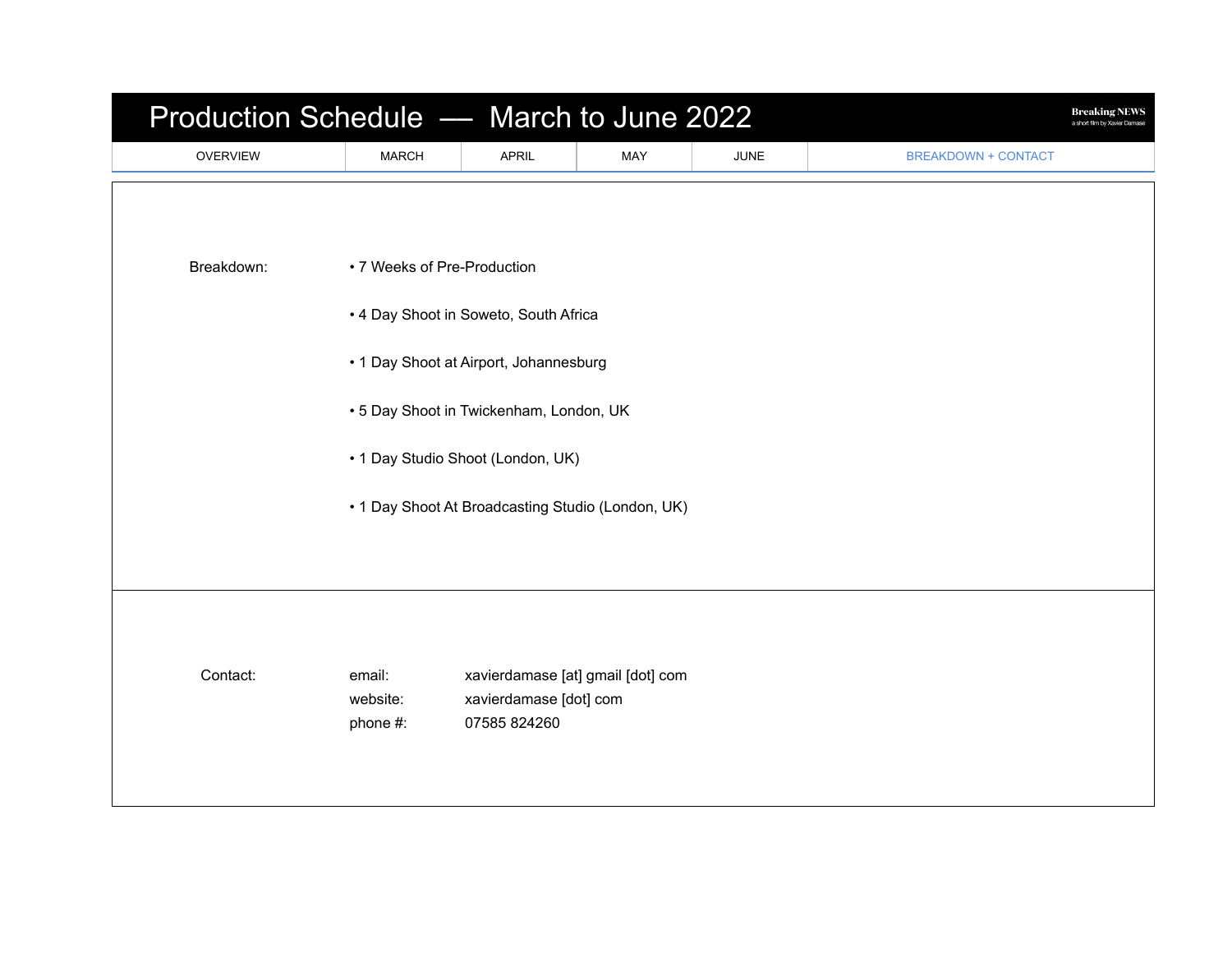# Production Schedule — March to June 2022

**Breaking NEWS**
a short film by Xavier Damase

| OVERVIEW | MARCH | APRIL | MAY | JUNE | BREAKDOWN + CONTACT |
|---|---|---|---|---|---|

Breakdown:

- 7 Weeks of Pre-Production
- 4 Day Shoot in Soweto, South Africa
- 1 Day Shoot at Airport, Johannesburg
- 5 Day Shoot in Twickenham, London, UK
- 1 Day Studio Shoot (London, UK)
- 1 Day Shoot At Broadcasting Studio (London, UK)

Contact:

| | |
|---|---|
| email: | xavierdamase [at] gmail [dot] com |
| website: | xavierdamase [dot] com |
| phone #: | 07585 824260 |